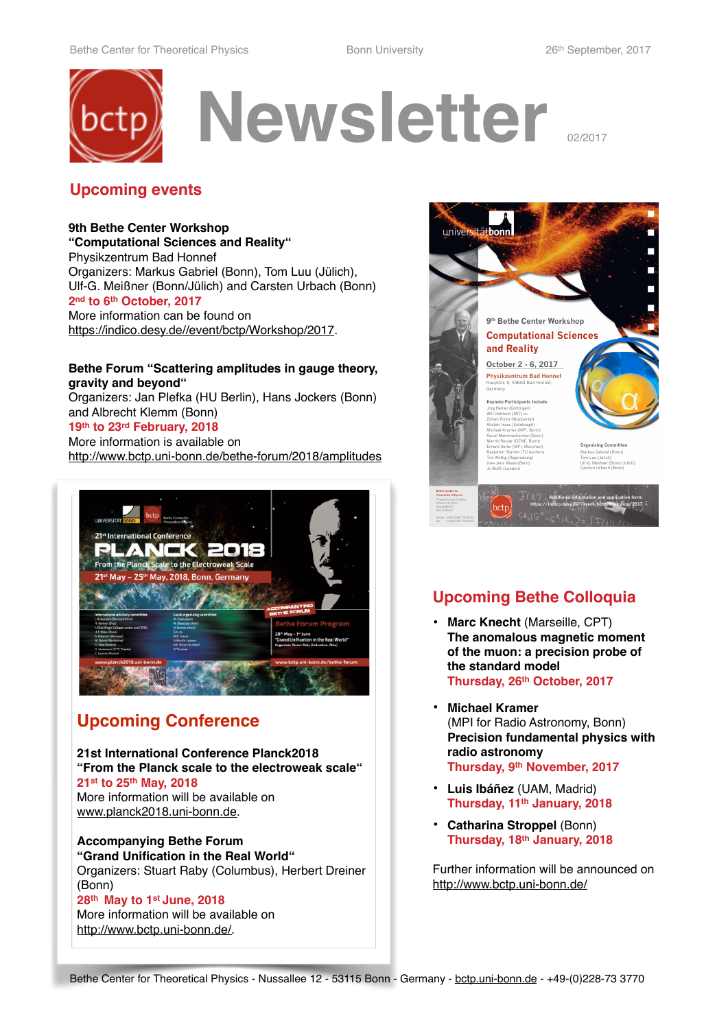# Newsletter

02/2017

## Upcoming events

**9th Bethe Center Workshop**
**“Computational Sciences and Reality“**
Physikzentrum Bad Honnef
Organizers: Markus Gabriel (Bonn), Tom Luu (Jülich), Ulf-G. Meißner (Bonn/Jülich) and Carsten Urbach (Bonn)
**2nd to 6th October, 2017**
More information can be found on https://indico.desy.de//event/bctp/Workshop/2017.

**Bethe Forum “Scattering amplitudes in gauge theory, gravity and beyond“**
Organizers: Jan Plefka (HU Berlin), Hans Jockers (Bonn) and Albrecht Klemm (Bonn)
**19th to 23rd February, 2018**
More information is available on http://www.bctp.uni-bonn.de/bethe-forum/2018/amplitudes

## Upcoming Conference

**21st International Conference Planck2018**
**“From the Planck scale to the electroweak scale“**
**21st to 25th May, 2018**
More information will be available on www.planck2018.uni-bonn.de.

**Accompanying Bethe Forum**
**“Grand Unification in the Real World“**
Organizers: Stuart Raby (Columbus), Herbert Dreiner (Bonn)
**28th May to 1st June, 2018**
More information will be available on http://www.bctp.uni-bonn.de/.

## Upcoming Bethe Colloquia

- **Marc Knecht** (Marseille, CPT)
  **The anomalous magnetic moment of the muon: a precision probe of the standard model**
  **Thursday, 26th October, 2017**
- **Michael Kramer**
  (MPI for Radio Astronomy, Bonn)
  **Precision fundamental physics with radio astronomy**
  **Thursday, 9th November, 2017**
- **Luis Ibáñez** (UAM, Madrid)
  **Thursday, 11th January, 2018**
- **Catharina Stroppel** (Bonn)
  **Thursday, 18th January, 2018**

Further information will be announced on http://www.bctp.uni-bonn.de/

Bethe Center for Theoretical Physics - Nussallee 12 - 53115 Bonn - Germany - bctp.uni-bonn.de - +49-(0)228-73 3770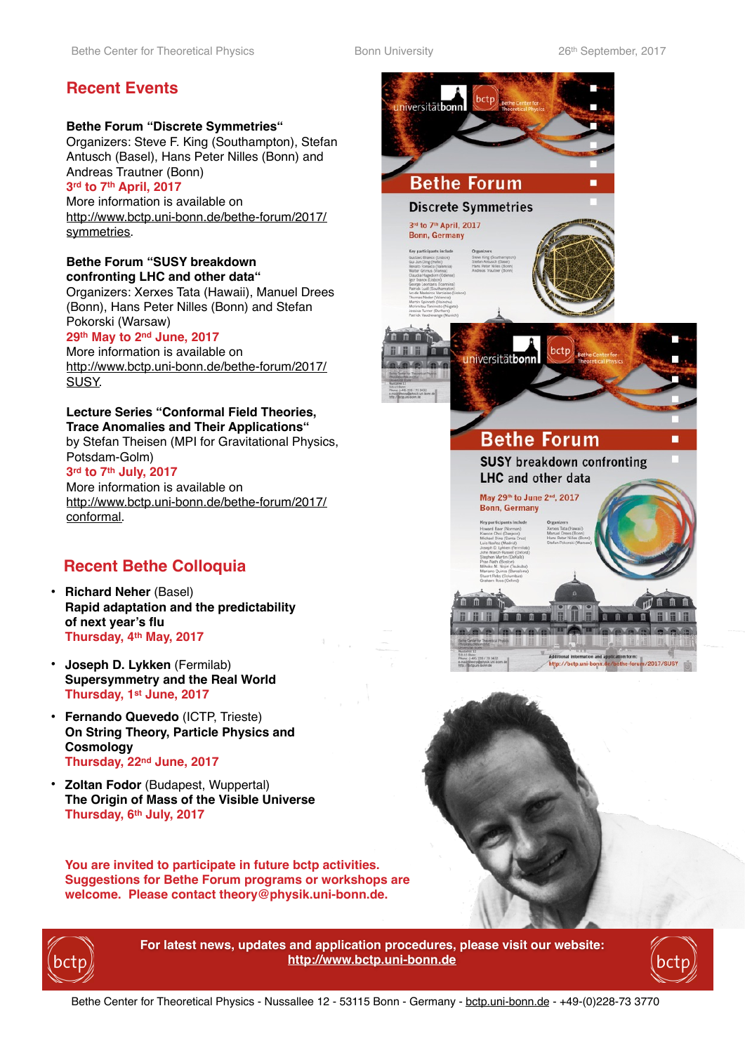## Recent Events

**Bethe Forum "Discrete Symmetries"**
Organizers: Steve F. King (Southampton), Stefan Antusch (Basel), Hans Peter Nilles (Bonn) and Andreas Trautner (Bonn)
**3rd to 7th April, 2017**
More information is available on
http://www.bctp.uni-bonn.de/bethe-forum/2017/symmetries.

**Bethe Forum "SUSY breakdown confronting LHC and other data"**
Organizers: Xerxes Tata (Hawaii), Manuel Drees (Bonn), Hans Peter Nilles (Bonn) and Stefan Pokorski (Warsaw)
**29th May to 2nd June, 2017**
More information is available on
http://www.bctp.uni-bonn.de/bethe-forum/2017/SUSY.

**Lecture Series "Conformal Field Theories, Trace Anomalies and Their Applications"**
by Stefan Theisen (MPI for Gravitational Physics, Potsdam-Golm)
**3rd to 7th July, 2017**
More information is available on
http://www.bctp.uni-bonn.de/bethe-forum/2017/conformal.

## Recent Bethe Colloquia

- **Richard Neher** (Basel)
  **Rapid adaptation and the predictability of next year's flu**
  **Thursday, 4th May, 2017**
- **Joseph D. Lykken** (Fermilab)
  **Supersymmetry and the Real World**
  **Thursday, 1st June, 2017**
- **Fernando Quevedo** (ICTP, Trieste)
  **On String Theory, Particle Physics and Cosmology**
  **Thursday, 22nd June, 2017**
- **Zoltan Fodor** (Budapest, Wuppertal)
  **The Origin of Mass of the Visible Universe**
  **Thursday, 6th July, 2017**

**You are invited to participate in future bctp activities. Suggestions for Bethe Forum programs or workshops are welcome. Please contact theory@physik.uni-bonn.de.**

**For latest news, updates and application procedures, please visit our website: http://www.bctp.uni-bonn.de**

Bethe Center for Theoretical Physics - Nussallee 12 - 53115 Bonn - Germany - bctp.uni-bonn.de - +49-(0)228-73 3770